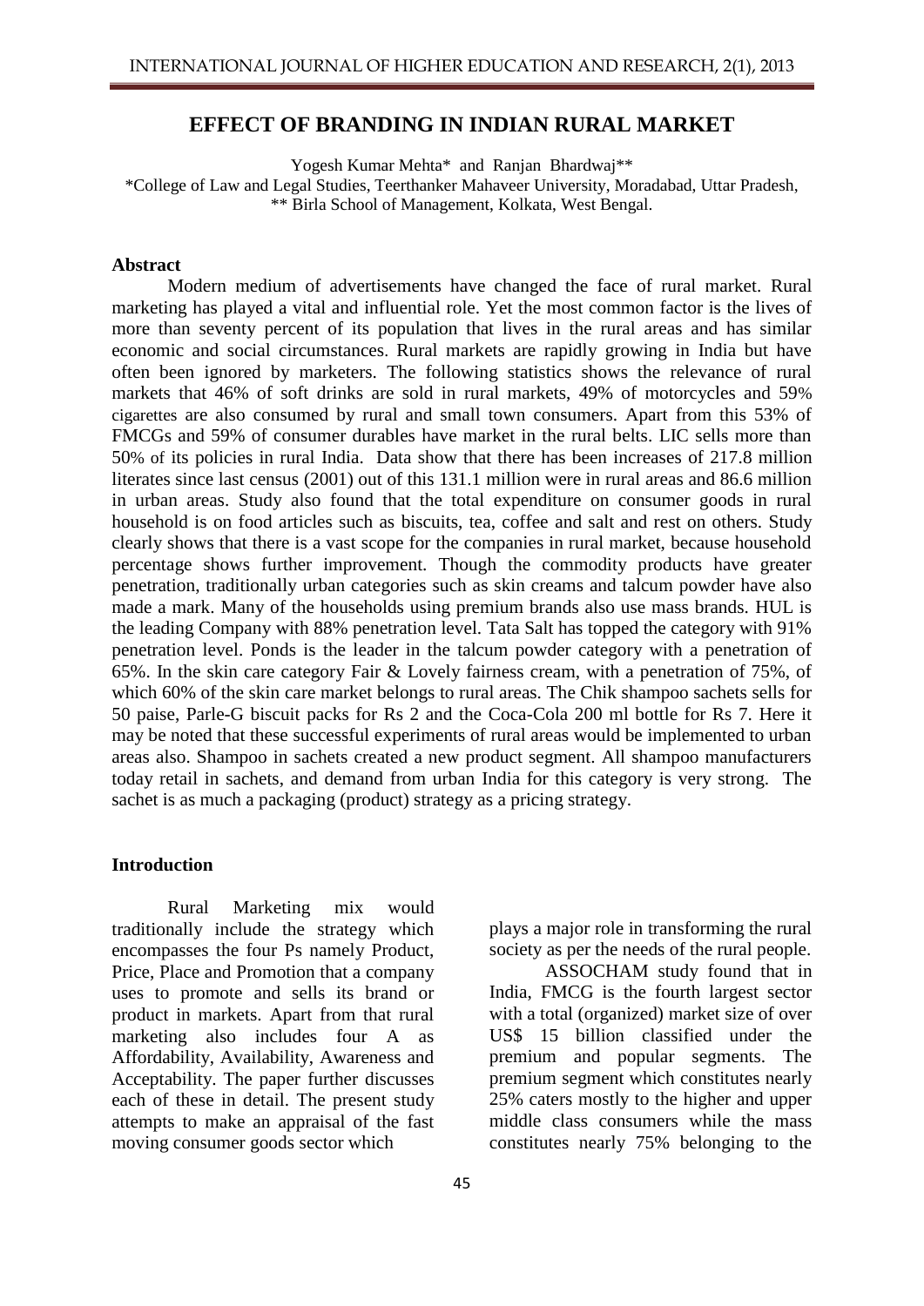# EFFECT OF BRANDING IN INDIAN RURAL MARKET

Yogesh Kumar Mehta* and Ranjan Bhardwaj**

*College of Law and Legal Studies, Teerthanker Mahaveer University, Moradabad, Uttar Pradesh,
** Birla School of Management, Kolkata, West Bengal.

## Abstract

Modern medium of advertisements have changed the face of rural market. Rural marketing has played a vital and influential role. Yet the most common factor is the lives of more than seventy percent of its population that lives in the rural areas and has similar economic and social circumstances. Rural markets are rapidly growing in India but have often been ignored by marketers. The following statistics shows the relevance of rural markets that 46% of soft drinks are sold in rural markets, 49% of motorcycles and 59% cigarettes are also consumed by rural and small town consumers. Apart from this 53% of FMCGs and 59% of consumer durables have market in the rural belts. LIC sells more than 50% of its policies in rural India. Data show that there has been increases of 217.8 million literates since last census (2001) out of this 131.1 million were in rural areas and 86.6 million in urban areas. Study also found that the total expenditure on consumer goods in rural household is on food articles such as biscuits, tea, coffee and salt and rest on others. Study clearly shows that there is a vast scope for the companies in rural market, because household percentage shows further improvement. Though the commodity products have greater penetration, traditionally urban categories such as skin creams and talcum powder have also made a mark. Many of the households using premium brands also use mass brands. HUL is the leading Company with 88% penetration level. Tata Salt has topped the category with 91% penetration level. Ponds is the leader in the talcum powder category with a penetration of 65%. In the skin care category Fair & Lovely fairness cream, with a penetration of 75%, of which 60% of the skin care market belongs to rural areas. The Chik shampoo sachets sells for 50 paise, Parle-G biscuit packs for Rs 2 and the Coca-Cola 200 ml bottle for Rs 7. Here it may be noted that these successful experiments of rural areas would be implemented to urban areas also. Shampoo in sachets created a new product segment. All shampoo manufacturers today retail in sachets, and demand from urban India for this category is very strong. The sachet is as much a packaging (product) strategy as a pricing strategy.

## Introduction

Rural Marketing mix would traditionally include the strategy which encompasses the four Ps namely Product, Price, Place and Promotion that a company uses to promote and sells its brand or product in markets. Apart from that rural marketing also includes four A as Affordability, Availability, Awareness and Acceptability. The paper further discusses each of these in detail. The present study attempts to make an appraisal of the fast moving consumer goods sector which plays a major role in transforming the rural society as per the needs of the rural people.

ASSOCHAM study found that in India, FMCG is the fourth largest sector with a total (organized) market size of over US$ 15 billion classified under the premium and popular segments. The premium segment which constitutes nearly 25% caters mostly to the higher and upper middle class consumers while the mass constitutes nearly 75% belonging to the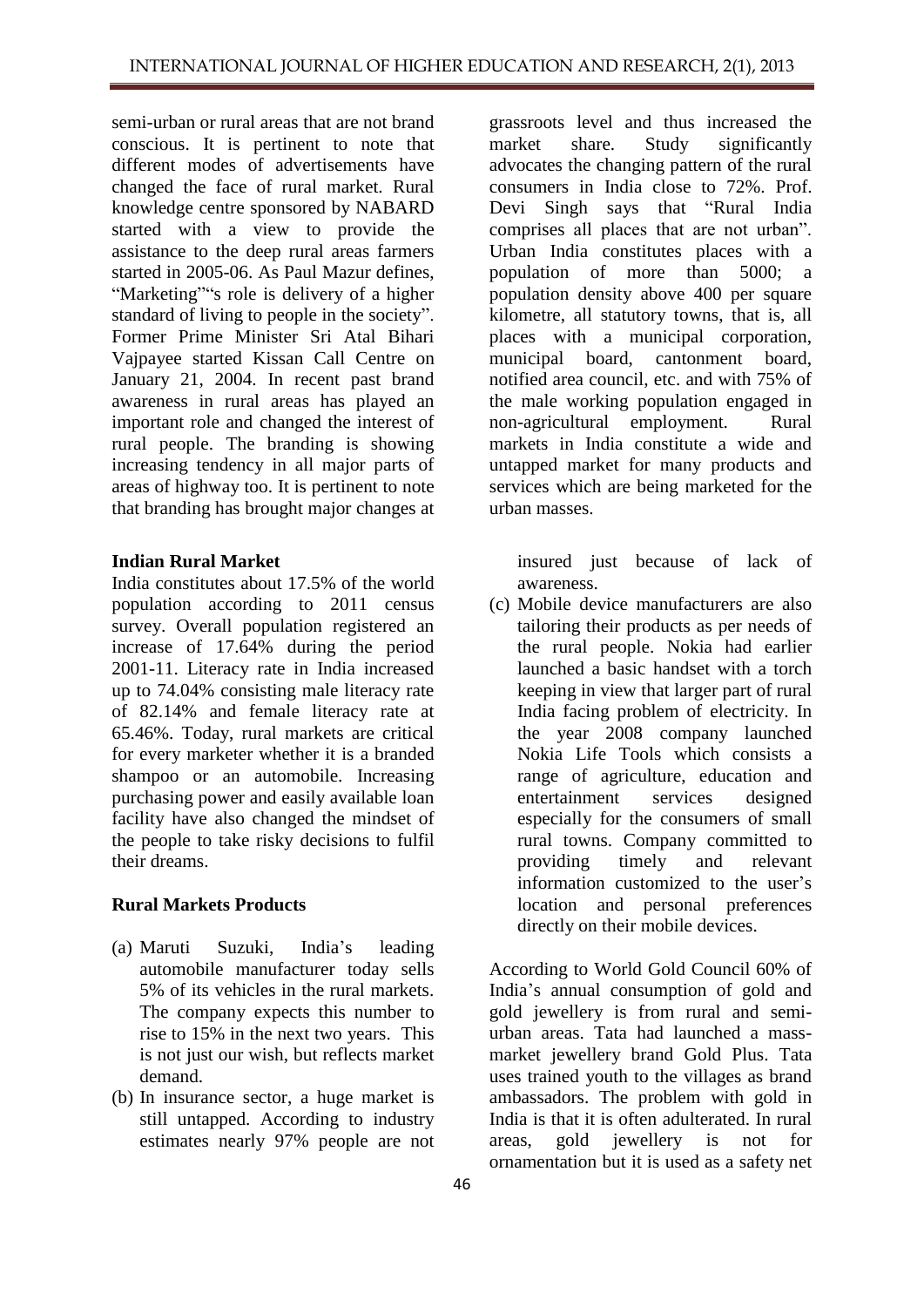semi-urban or rural areas that are not brand conscious. It is pertinent to note that different modes of advertisements have changed the face of rural market. Rural knowledge centre sponsored by NABARD started with a view to provide the assistance to the deep rural areas farmers started in 2005-06. As Paul Mazur defines, "Marketing""s role is delivery of a higher standard of living to people in the society". Former Prime Minister Sri Atal Bihari Vajpayee started Kissan Call Centre on January 21, 2004. In recent past brand awareness in rural areas has played an important role and changed the interest of rural people. The branding is showing increasing tendency in all major parts of areas of highway too. It is pertinent to note that branding has brought major changes at grassroots level and thus increased the market share. Study significantly advocates the changing pattern of the rural consumers in India close to 72%. Prof. Devi Singh says that "Rural India comprises all places that are not urban". Urban India constitutes places with a population of more than 5000; a population density above 400 per square kilometre, all statutory towns, that is, all places with a municipal corporation, municipal board, cantonment board, notified area council, etc. and with 75% of the male working population engaged in non-agricultural employment. Rural markets in India constitute a wide and untapped market for many products and services which are being marketed for the urban masses.

**Indian Rural Market**

India constitutes about 17.5% of the world population according to 2011 census survey. Overall population registered an increase of 17.64% during the period 2001-11. Literacy rate in India increased up to 74.04% consisting male literacy rate of 82.14% and female literacy rate at 65.46%. Today, rural markets are critical for every marketer whether it is a branded shampoo or an automobile. Increasing purchasing power and easily available loan facility have also changed the mindset of the people to take risky decisions to fulfil their dreams.

**Rural Markets Products**

(a) Maruti Suzuki, India's leading automobile manufacturer today sells 5% of its vehicles in the rural markets. The company expects this number to rise to 15% in the next two years. This is not just our wish, but reflects market demand.

(b) In insurance sector, a huge market is still untapped. According to industry estimates nearly 97% people are not insured just because of lack of awareness.

(c) Mobile device manufacturers are also tailoring their products as per needs of the rural people. Nokia had earlier launched a basic handset with a torch keeping in view that larger part of rural India facing problem of electricity. In the year 2008 company launched Nokia Life Tools which consists a range of agriculture, education and entertainment services designed especially for the consumers of small rural towns. Company committed to providing timely and relevant information customized to the user's location and personal preferences directly on their mobile devices.

According to World Gold Council 60% of India's annual consumption of gold and gold jewellery is from rural and semi-urban areas. Tata had launched a mass-market jewellery brand Gold Plus. Tata uses trained youth to the villages as brand ambassadors. The problem with gold in India is that it is often adulterated. In rural areas, gold jewellery is not for ornamentation but it is used as a safety net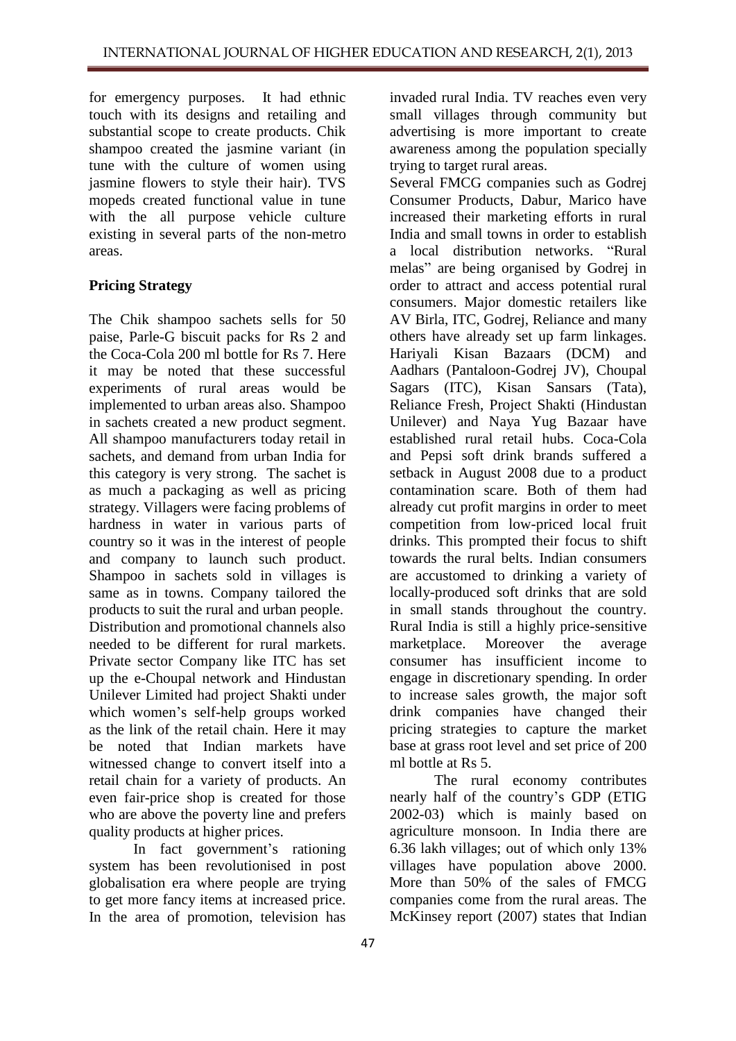for emergency purposes. It had ethnic touch with its designs and retailing and substantial scope to create products. Chik shampoo created the jasmine variant (in tune with the culture of women using jasmine flowers to style their hair). TVS mopeds created functional value in tune with the all purpose vehicle culture existing in several parts of the non-metro areas.

**Pricing Strategy**

The Chik shampoo sachets sells for 50 paise, Parle-G biscuit packs for Rs 2 and the Coca-Cola 200 ml bottle for Rs 7. Here it may be noted that these successful experiments of rural areas would be implemented to urban areas also. Shampoo in sachets created a new product segment. All shampoo manufacturers today retail in sachets, and demand from urban India for this category is very strong. The sachet is as much a packaging as well as pricing strategy. Villagers were facing problems of hardness in water in various parts of country so it was in the interest of people and company to launch such product. Shampoo in sachets sold in villages is same as in towns. Company tailored the products to suit the rural and urban people. Distribution and promotional channels also needed to be different for rural markets. Private sector Company like ITC has set up the e-Choupal network and Hindustan Unilever Limited had project Shakti under which women's self-help groups worked as the link of the retail chain. Here it may be noted that Indian markets have witnessed change to convert itself into a retail chain for a variety of products. An even fair-price shop is created for those who are above the poverty line and prefers quality products at higher prices.

In fact government's rationing system has been revolutionised in post globalisation era where people are trying to get more fancy items at increased price. In the area of promotion, television has invaded rural India. TV reaches even very small villages through community but advertising is more important to create awareness among the population specially trying to target rural areas.

Several FMCG companies such as Godrej Consumer Products, Dabur, Marico have increased their marketing efforts in rural India and small towns in order to establish a local distribution networks. "Rural melas" are being organised by Godrej in order to attract and access potential rural consumers. Major domestic retailers like AV Birla, ITC, Godrej, Reliance and many others have already set up farm linkages. Hariyali Kisan Bazaars (DCM) and Aadhars (Pantaloon-Godrej JV), Choupal Sagars (ITC), Kisan Sansars (Tata), Reliance Fresh, Project Shakti (Hindustan Unilever) and Naya Yug Bazaar have established rural retail hubs. Coca-Cola and Pepsi soft drink brands suffered a setback in August 2008 due to a product contamination scare. Both of them had already cut profit margins in order to meet competition from low-priced local fruit drinks. This prompted their focus to shift towards the rural belts. Indian consumers are accustomed to drinking a variety of locally-produced soft drinks that are sold in small stands throughout the country. Rural India is still a highly price-sensitive marketplace. Moreover the average consumer has insufficient income to engage in discretionary spending. In order to increase sales growth, the major soft drink companies have changed their pricing strategies to capture the market base at grass root level and set price of 200 ml bottle at Rs 5.

The rural economy contributes nearly half of the country's GDP (ETIG 2002-03) which is mainly based on agriculture monsoon. In India there are 6.36 lakh villages; out of which only 13% villages have population above 2000. More than 50% of the sales of FMCG companies come from the rural areas. The McKinsey report (2007) states that Indian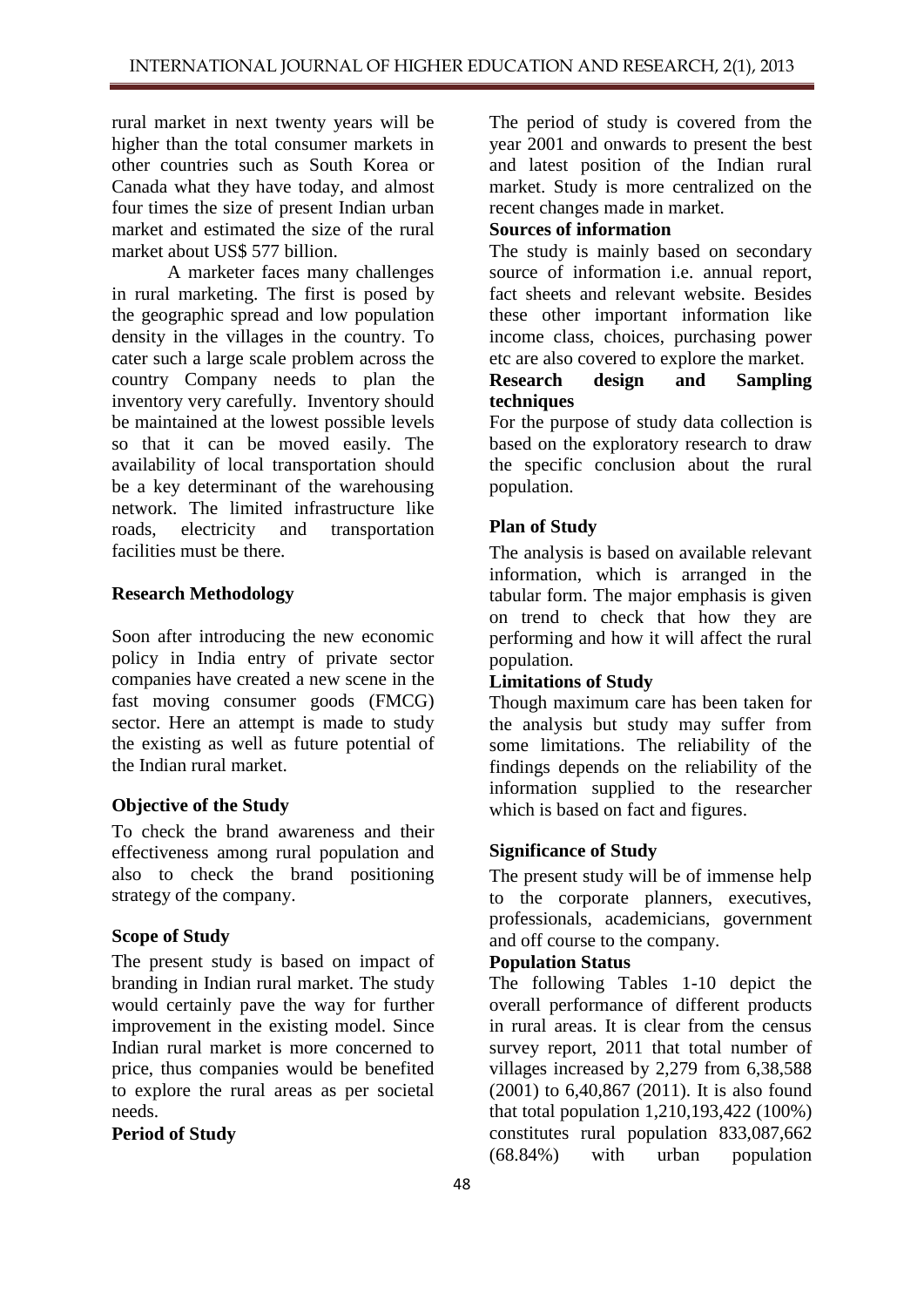rural market in next twenty years will be higher than the total consumer markets in other countries such as South Korea or Canada what they have today, and almost four times the size of present Indian urban market and estimated the size of the rural market about US$ 577 billion.

A marketer faces many challenges in rural marketing. The first is posed by the geographic spread and low population density in the villages in the country. To cater such a large scale problem across the country Company needs to plan the inventory very carefully. Inventory should be maintained at the lowest possible levels so that it can be moved easily. The availability of local transportation should be a key determinant of the warehousing network. The limited infrastructure like roads, electricity and transportation facilities must be there.

## Research Methodology

Soon after introducing the new economic policy in India entry of private sector companies have created a new scene in the fast moving consumer goods (FMCG) sector. Here an attempt is made to study the existing as well as future potential of the Indian rural market.

### Objective of the Study

To check the brand awareness and their effectiveness among rural population and also to check the brand positioning strategy of the company.

### Scope of Study

The present study is based on impact of branding in Indian rural market. The study would certainly pave the way for further improvement in the existing model. Since Indian rural market is more concerned to price, thus companies would be benefited to explore the rural areas as per societal needs.

### Period of Study

The period of study is covered from the year 2001 and onwards to present the best and latest position of the Indian rural market. Study is more centralized on the recent changes made in market.

### Sources of information

The study is mainly based on secondary source of information i.e. annual report, fact sheets and relevant website. Besides these other important information like income class, choices, purchasing power etc are also covered to explore the market.

### Research design and Sampling techniques

For the purpose of study data collection is based on the exploratory research to draw the specific conclusion about the rural population.

### Plan of Study

The analysis is based on available relevant information, which is arranged in the tabular form. The major emphasis is given on trend to check that how they are performing and how it will affect the rural population.

### Limitations of Study

Though maximum care has been taken for the analysis but study may suffer from some limitations. The reliability of the findings depends on the reliability of the information supplied to the researcher which is based on fact and figures.

### Significance of Study

The present study will be of immense help to the corporate planners, executives, professionals, academicians, government and off course to the company.

### Population Status

The following Tables 1-10 depict the overall performance of different products in rural areas. It is clear from the census survey report, 2011 that total number of villages increased by 2,279 from 6,38,588 (2001) to 6,40,867 (2011). It is also found that total population 1,210,193,422 (100%) constitutes rural population 833,087,662 (68.84%) with urban population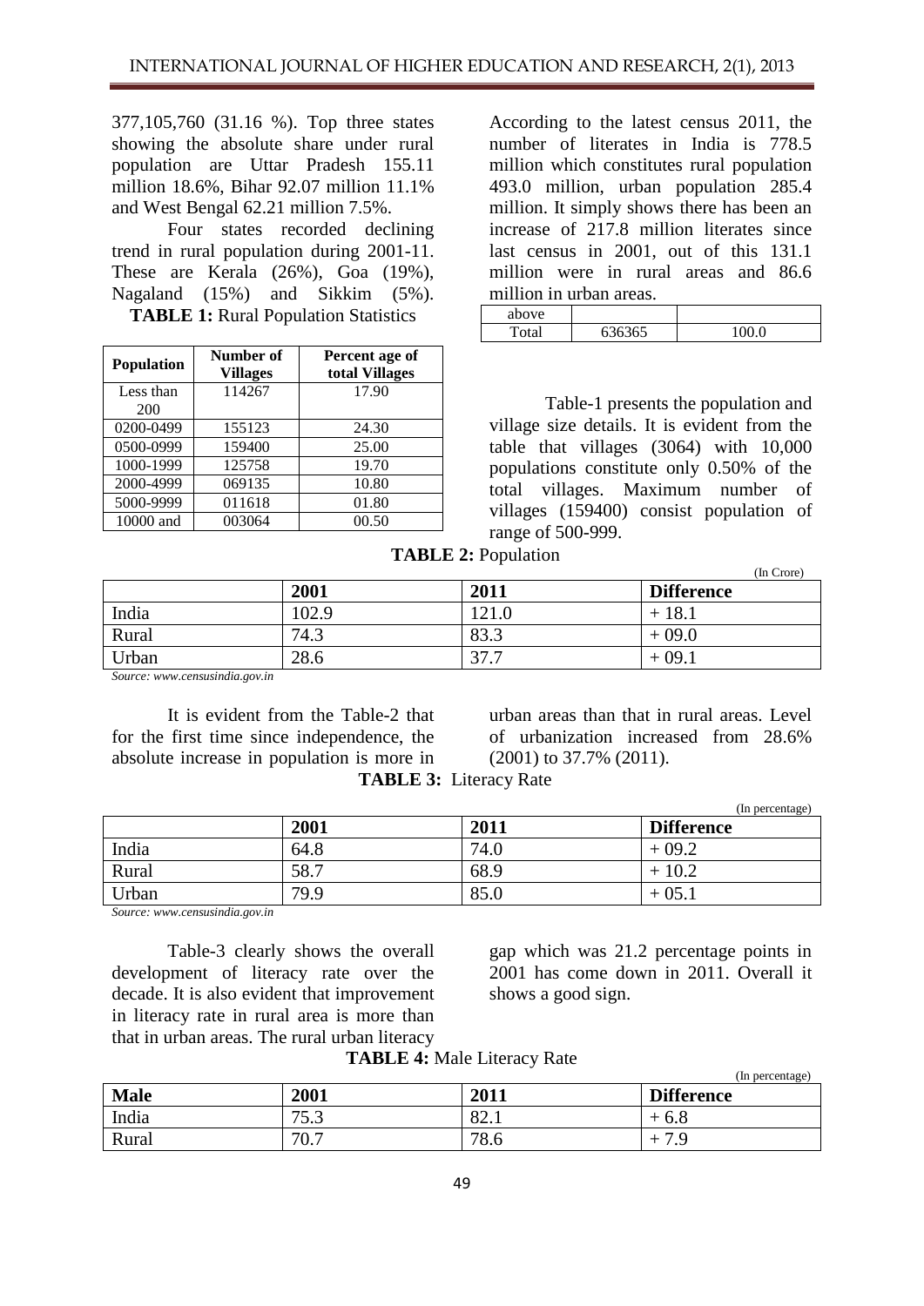377,105,760 (31.16 %). Top three states showing the absolute share under rural population are Uttar Pradesh 155.11 million 18.6%, Bihar 92.07 million 11.1% and West Bengal 62.21 million 7.5%.

Four states recorded declining trend in rural population during 2001-11. These are Kerala (26%), Goa (19%), Nagaland (15%) and Sikkim (5%).

**TABLE 1:** Rural Population Statistics

| Population | Number of Villages | Percent age of total Villages |
|---|---|---|
| Less than 200 | 114267 | 17.90 |
| 0200-0499 | 155123 | 24.30 |
| 0500-0999 | 159400 | 25.00 |
| 1000-1999 | 125758 | 19.70 |
| 2000-4999 | 069135 | 10.80 |
| 5000-9999 | 011618 | 01.80 |
| 10000 and above | 003064 | 00.50 |
| Total | 636365 | 100.0 |

According to the latest census 2011, the number of literates in India is 778.5 million which constitutes rural population 493.0 million, urban population 285.4 million. It simply shows there has been an increase of 217.8 million literates since last census in 2001, out of this 131.1 million were in rural areas and 86.6 million in urban areas.

Table-1 presents the population and village size details. It is evident from the table that villages (3064) with 10,000 populations constitute only 0.50% of the total villages. Maximum number of villages (159400) consist population of range of 500-999.

**TABLE 2:** Population

(In Crore)

| | 2001 | 2011 | Difference |
|---|---|---|---|
| India | 102.9 | 121.0 | + 18.1 |
| Rural | 74.3 | 83.3 | + 09.0 |
| Urban | 28.6 | 37.7 | + 09.1 |

*Source: www.censusindia.gov.in*

It is evident from the Table-2 that for the first time since independence, the absolute increase in population is more in urban areas than that in rural areas. Level of urbanization increased from 28.6% (2001) to 37.7% (2011).

**TABLE 3:** Literacy Rate

(In percentage)

| | 2001 | 2011 | Difference |
|---|---|---|---|
| India | 64.8 | 74.0 | + 09.2 |
| Rural | 58.7 | 68.9 | + 10.2 |
| Urban | 79.9 | 85.0 | + 05.1 |

*Source: www.censusindia.gov.in*

Table-3 clearly shows the overall development of literacy rate over the decade. It is also evident that improvement in literacy rate in rural area is more than that in urban areas. The rural urban literacy gap which was 21.2 percentage points in 2001 has come down in 2011. Overall it shows a good sign.

**TABLE 4:** Male Literacy Rate

(In percentage)

| Male | 2001 | 2011 | Difference |
|---|---|---|---|
| India | 75.3 | 82.1 | + 6.8 |
| Rural | 70.7 | 78.6 | + 7.9 |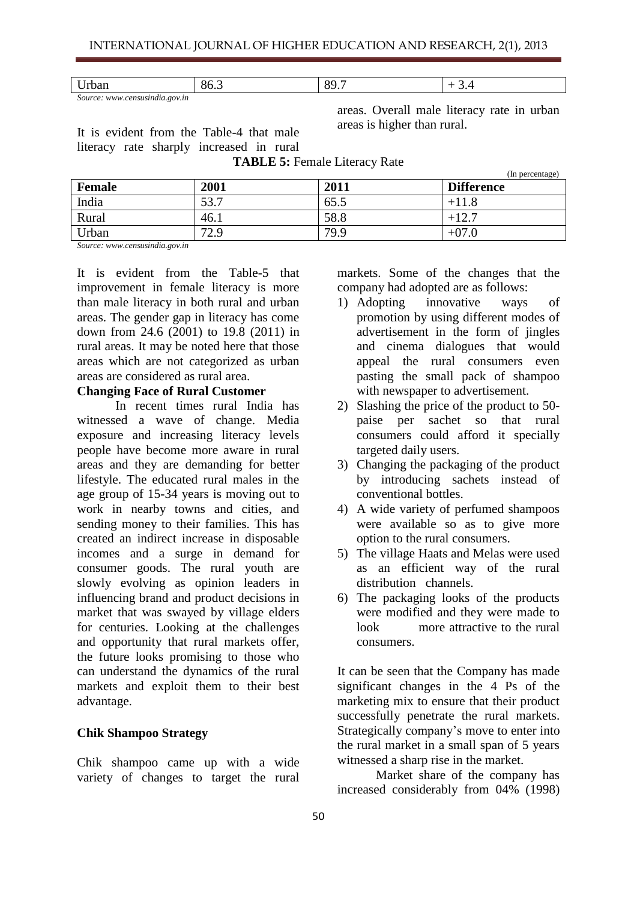| Urban | 86.3 | 89.7 | + 3.4 |
|---|---|---|---|

*Source: www.censusindia.gov.in*

It is evident from the Table-4 that male literacy rate sharply increased in rural areas. Overall male literacy rate in urban areas is higher than rural.

**TABLE 5:** Female Literacy Rate

(In percentage)

| Female | 2001 | 2011 | Difference |
|---|---|---|---|
| India | 53.7 | 65.5 | +11.8 |
| Rural | 46.1 | 58.8 | +12.7 |
| Urban | 72.9 | 79.9 | +07.0 |

*Source: www.censusindia.gov.in*

It is evident from the Table-5 that improvement in female literacy is more than male literacy in both rural and urban areas. The gender gap in literacy has come down from 24.6 (2001) to 19.8 (2011) in rural areas. It may be noted here that those areas which are not categorized as urban areas are considered as rural area.

**Changing Face of Rural Customer**

In recent times rural India has witnessed a wave of change. Media exposure and increasing literacy levels people have become more aware in rural areas and they are demanding for better lifestyle. The educated rural males in the age group of 15-34 years is moving out to work in nearby towns and cities, and sending money to their families. This has created an indirect increase in disposable incomes and a surge in demand for consumer goods. The rural youth are slowly evolving as opinion leaders in influencing brand and product decisions in market that was swayed by village elders for centuries. Looking at the challenges and opportunity that rural markets offer, the future looks promising to those who can understand the dynamics of the rural markets and exploit them to their best advantage.

**Chik Shampoo Strategy**

Chik shampoo came up with a wide variety of changes to target the rural markets. Some of the changes that the company had adopted are as follows:

1) Adopting innovative ways of promotion by using different modes of advertisement in the form of jingles and cinema dialogues that would appeal the rural consumers even pasting the small pack of shampoo with newspaper to advertisement.
2) Slashing the price of the product to 50-paise per sachet so that rural consumers could afford it specially targeted daily users.
3) Changing the packaging of the product by introducing sachets instead of conventional bottles.
4) A wide variety of perfumed shampoos were available so as to give more option to the rural consumers.
5) The village Haats and Melas were used as an efficient way of the rural distribution channels.
6) The packaging looks of the products were modified and they were made to look more attractive to the rural consumers.

It can be seen that the Company has made significant changes in the 4 Ps of the marketing mix to ensure that their product successfully penetrate the rural markets. Strategically company's move to enter into the rural market in a small span of 5 years witnessed a sharp rise in the market.

Market share of the company has increased considerably from 04% (1998)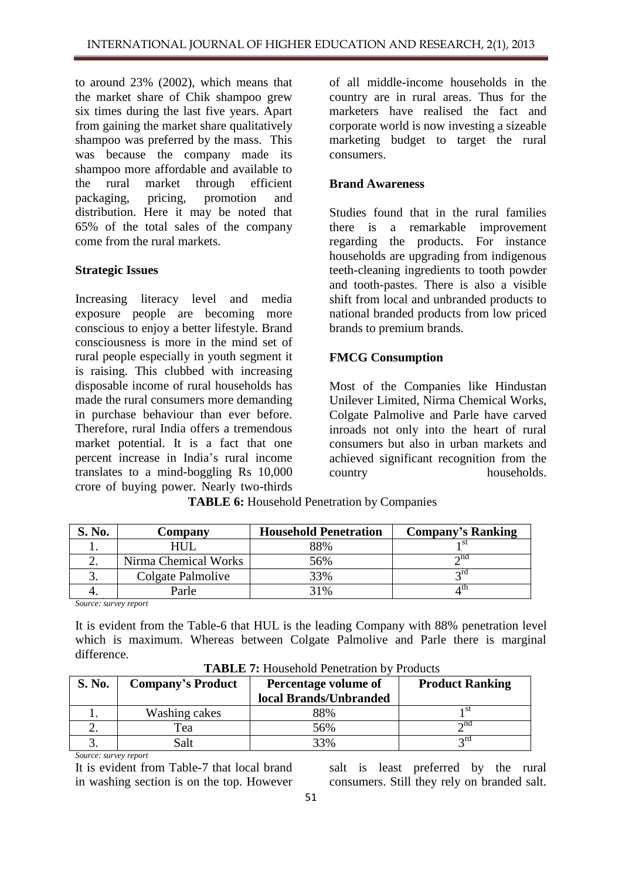to around 23% (2002), which means that the market share of Chik shampoo grew six times during the last five years. Apart from gaining the market share qualitatively shampoo was preferred by the mass. This was because the company made its shampoo more affordable and available to the rural market through efficient packaging, pricing, promotion and distribution. Here it may be noted that 65% of the total sales of the company come from the rural markets.

**Strategic Issues**

Increasing literacy level and media exposure people are becoming more conscious to enjoy a better lifestyle. Brand consciousness is more in the mind set of rural people especially in youth segment it is raising. This clubbed with increasing disposable income of rural households has made the rural consumers more demanding in purchase behaviour than ever before. Therefore, rural India offers a tremendous market potential. It is a fact that one percent increase in India's rural income translates to a mind-boggling Rs 10,000 crore of buying power. Nearly two-thirds of all middle-income households in the country are in rural areas. Thus for the marketers have realised the fact and corporate world is now investing a sizeable marketing budget to target the rural consumers.

**Brand Awareness**

Studies found that in the rural families there is a remarkable improvement regarding the products. For instance households are upgrading from indigenous teeth-cleaning ingredients to tooth powder and tooth-pastes. There is also a visible shift from local and unbranded products to national branded products from low priced brands to premium brands.

**FMCG Consumption**

Most of the Companies like Hindustan Unilever Limited, Nirma Chemical Works, Colgate Palmolive and Parle have carved inroads not only into the heart of rural consumers but also in urban markets and achieved significant recognition from the country households.

**TABLE 6:** Household Penetration by Companies

| S. No. | Company | Household Penetration | Company's Ranking |
|---|---|---|---|
| 1. | HUL | 88% | 1st |
| 2. | Nirma Chemical Works | 56% | 2nd |
| 3. | Colgate Palmolive | 33% | 3rd |
| 4. | Parle | 31% | 4th |

*Source: survey report*

It is evident from the Table-6 that HUL is the leading Company with 88% penetration level which is maximum. Whereas between Colgate Palmolive and Parle there is marginal difference.

**TABLE 7:** Household Penetration by Products

| S. No. | Company's Product | Percentage volume of local Brands/Unbranded | Product Ranking |
|---|---|---|---|
| 1. | Washing cakes | 88% | 1st |
| 2. | Tea | 56% | 2nd |
| 3. | Salt | 33% | 3rd |

*Source: survey report*

It is evident from Table-7 that local brand in washing section is on the top. However salt is least preferred by the rural consumers. Still they rely on branded salt.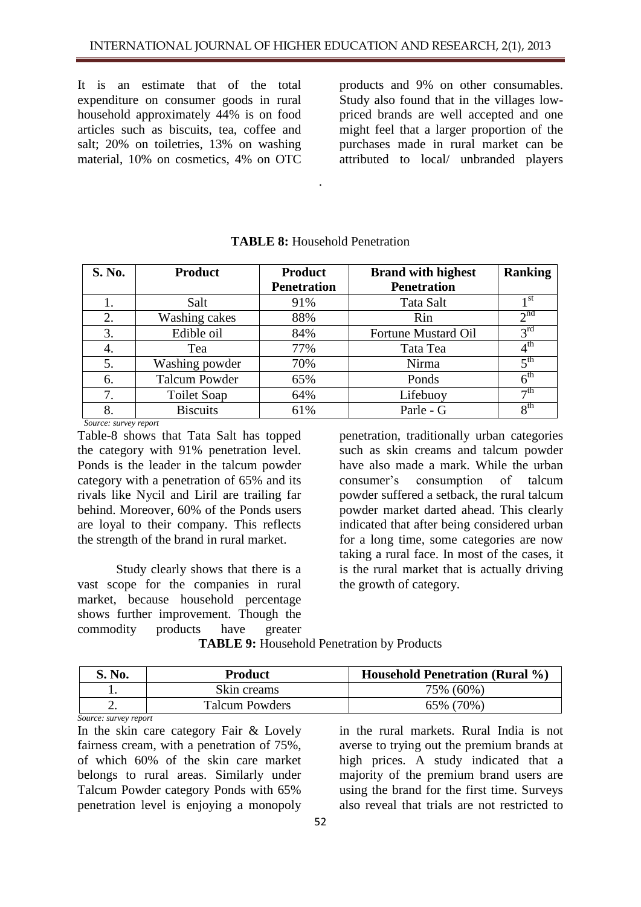It is an estimate that of the total expenditure on consumer goods in rural household approximately 44% is on food articles such as biscuits, tea, coffee and salt; 20% on toiletries, 13% on washing material, 10% on cosmetics, 4% on OTC products and 9% on other consumables. Study also found that in the villages low-priced brands are well accepted and one might feel that a larger proportion of the purchases made in rural market can be attributed to local/ unbranded players

**TABLE 8:** Household Penetration

| S. No. | Product | Product Penetration | Brand with highest Penetration | Ranking |
|---|---|---|---|---|
| 1. | Salt | 91% | Tata Salt | 1st |
| 2. | Washing cakes | 88% | Rin | 2nd |
| 3. | Edible oil | 84% | Fortune Mustard Oil | 3rd |
| 4. | Tea | 77% | Tata Tea | 4th |
| 5. | Washing powder | 70% | Nirma | 5th |
| 6. | Talcum Powder | 65% | Ponds | 6th |
| 7. | Toilet Soap | 64% | Lifebuoy | 7th |
| 8. | Biscuits | 61% | Parle - G | 8th |

*Source: survey report*

Table-8 shows that Tata Salt has topped the category with 91% penetration level. Ponds is the leader in the talcum powder category with a penetration of 65% and its rivals like Nycil and Liril are trailing far behind. Moreover, 60% of the Ponds users are loyal to their company. This reflects the strength of the brand in rural market.

Study clearly shows that there is a vast scope for the companies in rural market, because household percentage shows further improvement. Though the commodity products have greater penetration, traditionally urban categories such as skin creams and talcum powder have also made a mark. While the urban consumer's consumption of talcum powder suffered a setback, the rural talcum powder market darted ahead. This clearly indicated that after being considered urban for a long time, some categories are now taking a rural face. In most of the cases, it is the rural market that is actually driving the growth of category.

**TABLE 9:** Household Penetration by Products

| S. No. | Product | Household Penetration (Rural %) |
|---|---|---|
| 1. | Skin creams | 75% (60%) |
| 2. | Talcum Powders | 65% (70%) |

*Source: survey report*

In the skin care category Fair & Lovely fairness cream, with a penetration of 75%, of which 60% of the skin care market belongs to rural areas. Similarly under Talcum Powder category Ponds with 65% penetration level is enjoying a monopoly in the rural markets. Rural India is not averse to trying out the premium brands at high prices. A study indicated that a majority of the premium brand users are using the brand for the first time. Surveys also reveal that trials are not restricted to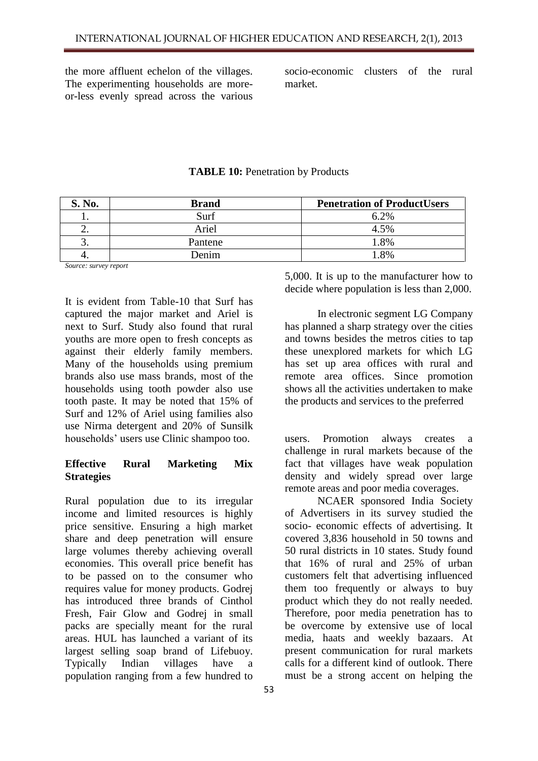the more affluent echelon of the villages. The experimenting households are more-or-less evenly spread across the various socio-economic clusters of the rural market.

**TABLE 10:** Penetration by Products

| S. No. | Brand | Penetration of ProductUsers |
|---|---|---|
| 1. | Surf | 6.2% |
| 2. | Ariel | 4.5% |
| 3. | Pantene | 1.8% |
| 4. | Denim | 1.8% |

*Source: survey report*

It is evident from Table-10 that Surf has captured the major market and Ariel is next to Surf. Study also found that rural youths are more open to fresh concepts as against their elderly family members. Many of the households using premium brands also use mass brands, most of the households using tooth powder also use tooth paste. It may be noted that 15% of Surf and 12% of Ariel using families also use Nirma detergent and 20% of Sunsilk households' users use Clinic shampoo too.

**Effective Rural Marketing Mix Strategies**

Rural population due to its irregular income and limited resources is highly price sensitive. Ensuring a high market share and deep penetration will ensure large volumes thereby achieving overall economies. This overall price benefit has to be passed on to the consumer who requires value for money products. Godrej has introduced three brands of Cinthol Fresh, Fair Glow and Godrej in small packs are specially meant for the rural areas. HUL has launched a variant of its largest selling soap brand of Lifebuoy. Typically Indian villages have a population ranging from a few hundred to 5,000. It is up to the manufacturer how to decide where population is less than 2,000.

In electronic segment LG Company has planned a sharp strategy over the cities and towns besides the metros cities to tap these unexplored markets for which LG has set up area offices with rural and remote area offices. Since promotion shows all the activities undertaken to make the products and services to the preferred users. Promotion always creates a challenge in rural markets because of the fact that villages have weak population density and widely spread over large remote areas and poor media coverages.

NCAER sponsored India Society of Advertisers in its survey studied the socio- economic effects of advertising. It covered 3,836 household in 50 towns and 50 rural districts in 10 states. Study found that 16% of rural and 25% of urban customers felt that advertising influenced them too frequently or always to buy product which they do not really needed. Therefore, poor media penetration has to be overcome by extensive use of local media, haats and weekly bazaars. At present communication for rural markets calls for a different kind of outlook. There must be a strong accent on helping the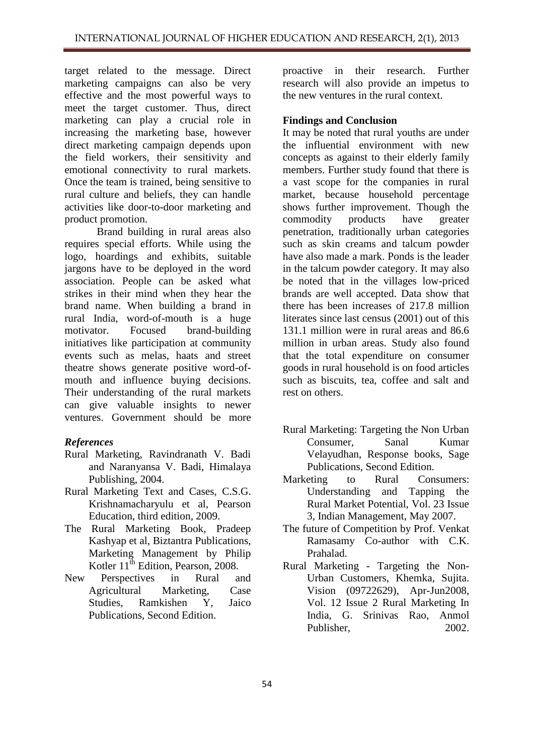target related to the message. Direct marketing campaigns can also be very effective and the most powerful ways to meet the target customer. Thus, direct marketing can play a crucial role in increasing the marketing base, however direct marketing campaign depends upon the field workers, their sensitivity and emotional connectivity to rural markets. Once the team is trained, being sensitive to rural culture and beliefs, they can handle activities like door-to-door marketing and product promotion.

Brand building in rural areas also requires special efforts. While using the logo, hoardings and exhibits, suitable jargons have to be deployed in the word association. People can be asked what strikes in their mind when they hear the brand name. When building a brand in rural India, word-of-mouth is a huge motivator. Focused brand-building initiatives like participation at community events such as melas, haats and street theatre shows generate positive word-of-mouth and influence buying decisions. Their understanding of the rural markets can give valuable insights to newer ventures. Government should be more proactive in their research. Further research will also provide an impetus to the new ventures in the rural context.

## Findings and Conclusion

It may be noted that rural youths are under the influential environment with new concepts as against to their elderly family members. Further study found that there is a vast scope for the companies in rural market, because household percentage shows further improvement. Though the commodity products have greater penetration, traditionally urban categories such as skin creams and talcum powder have also made a mark. Ponds is the leader in the talcum powder category. It may also be noted that in the villages low-priced brands are well accepted. Data show that there has been increases of 217.8 million literates since last census (2001) out of this 131.1 million were in rural areas and 86.6 million in urban areas. Study also found that the total expenditure on consumer goods in rural household is on food articles such as biscuits, tea, coffee and salt and rest on others.

## *References*

Rural Marketing, Ravindranath V. Badi and Naranyansa V. Badi, Himalaya Publishing, 2004.

Rural Marketing Text and Cases, C.S.G. Krishnamacharyulu et al, Pearson Education, third edition, 2009.

The Rural Marketing Book, Pradeep Kashyap et al, Biztantra Publications, Marketing Management by Philip Kotler 11th Edition, Pearson, 2008.

New Perspectives in Rural and Agricultural Marketing, Case Studies, Ramkishen Y, Jaico Publications, Second Edition.

Rural Marketing: Targeting the Non Urban Consumer, Sanal Kumar Velayudhan, Response books, Sage Publications, Second Edition.

Marketing to Rural Consumers: Understanding and Tapping the Rural Market Potential, Vol. 23 Issue 3, Indian Management, May 2007.

The future of Competition by Prof. Venkat Ramasamy Co-author with C.K. Prahalad.

Rural Marketing - Targeting the Non-Urban Customers, Khemka, Sujita. Vision (09722629), Apr-Jun2008, Vol. 12 Issue 2 Rural Marketing In India, G. Srinivas Rao, Anmol Publisher, 2002.